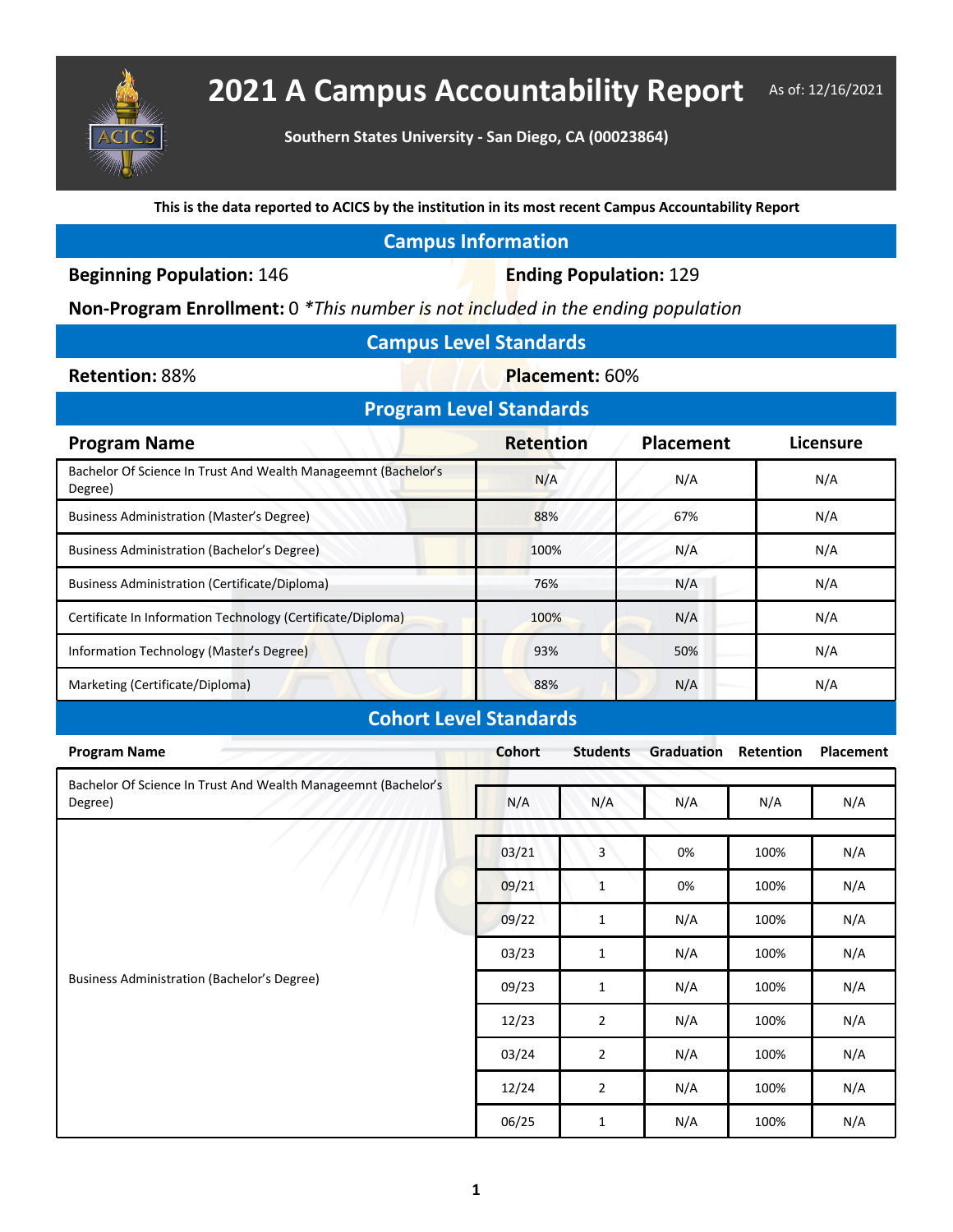# 2021 A Campus Accountability Report

As of: 12/16/2021

**Southern States University - San Diego, CA (00023864)**

**This is the data reported to ACICS by the institution in its most recent Campus Accountability Report**

## Campus Information

**Beginning Population:** 146

**Ending Population:** 129

**Non-Program Enrollment:** 0 *\*This number is not included in the ending population*

## Campus Level Standards

**Retention:** 88%

**Placement:** 60%

## Program Level Standards

| Program Name | Retention | Placement | Licensure |
|---|---|---|---|
| Bachelor Of Science In Trust And Wealth Manageemnt (Bachelor's Degree) | N/A | N/A | N/A |
| Business Administration (Master's Degree) | 88% | 67% | N/A |
| Business Administration (Bachelor's Degree) | 100% | N/A | N/A |
| Business Administration (Certificate/Diploma) | 76% | N/A | N/A |
| Certificate In Information Technology (Certificate/Diploma) | 100% | N/A | N/A |
| Information Technology (Master's Degree) | 93% | 50% | N/A |
| Marketing (Certificate/Diploma) | 88% | N/A | N/A |

## Cohort Level Standards

| Program Name | Cohort | Students | Graduation | Retention | Placement |
|---|---|---|---|---|---|
| Bachelor Of Science In Trust And Wealth Manageemnt (Bachelor's Degree) | N/A | N/A | N/A | N/A | N/A |
| Business Administration (Bachelor's Degree) | 03/21 | 3 | 0% | 100% | N/A |
| | 09/21 | 1 | 0% | 100% | N/A |
| | 09/22 | 1 | N/A | 100% | N/A |
| | 03/23 | 1 | N/A | 100% | N/A |
| | 09/23 | 1 | N/A | 100% | N/A |
| | 12/23 | 2 | N/A | 100% | N/A |
| | 03/24 | 2 | N/A | 100% | N/A |
| | 12/24 | 2 | N/A | 100% | N/A |
| | 06/25 | 1 | N/A | 100% | N/A |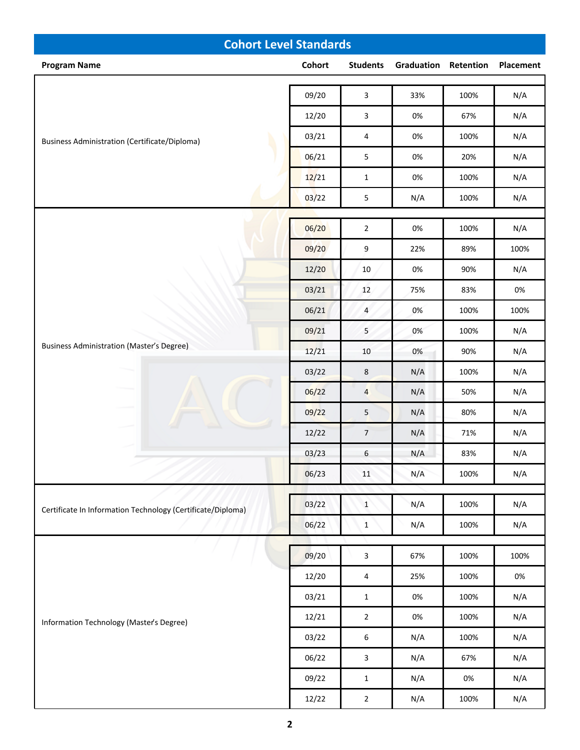## Cohort Level Standards

| Program Name | Cohort | Students | Graduation | Retention | Placement |
|---|---|---|---|---|---|
| Business Administration (Certificate/Diploma) | 09/20 | 3 | 33% | 100% | N/A |
| | 12/20 | 3 | 0% | 67% | N/A |
| | 03/21 | 4 | 0% | 100% | N/A |
| | 06/21 | 5 | 0% | 20% | N/A |
| | 12/21 | 1 | 0% | 100% | N/A |
| | 03/22 | 5 | N/A | 100% | N/A |
| Business Administration (Master's Degree) | 06/20 | 2 | 0% | 100% | N/A |
| | 09/20 | 9 | 22% | 89% | 100% |
| | 12/20 | 10 | 0% | 90% | N/A |
| | 03/21 | 12 | 75% | 83% | 0% |
| | 06/21 | 4 | 0% | 100% | 100% |
| | 09/21 | 5 | 0% | 100% | N/A |
| | 12/21 | 10 | 0% | 90% | N/A |
| | 03/22 | 8 | N/A | 100% | N/A |
| | 06/22 | 4 | N/A | 50% | N/A |
| | 09/22 | 5 | N/A | 80% | N/A |
| | 12/22 | 7 | N/A | 71% | N/A |
| | 03/23 | 6 | N/A | 83% | N/A |
| | 06/23 | 11 | N/A | 100% | N/A |
| Certificate In Information Technology (Certificate/Diploma) | 03/22 | 1 | N/A | 100% | N/A |
| | 06/22 | 1 | N/A | 100% | N/A |
| Information Technology (Master's Degree) | 09/20 | 3 | 67% | 100% | 100% |
| | 12/20 | 4 | 25% | 100% | 0% |
| | 03/21 | 1 | 0% | 100% | N/A |
| | 12/21 | 2 | 0% | 100% | N/A |
| | 03/22 | 6 | N/A | 100% | N/A |
| | 06/22 | 3 | N/A | 67% | N/A |
| | 09/22 | 1 | N/A | 0% | N/A |
| | 12/22 | 2 | N/A | 100% | N/A |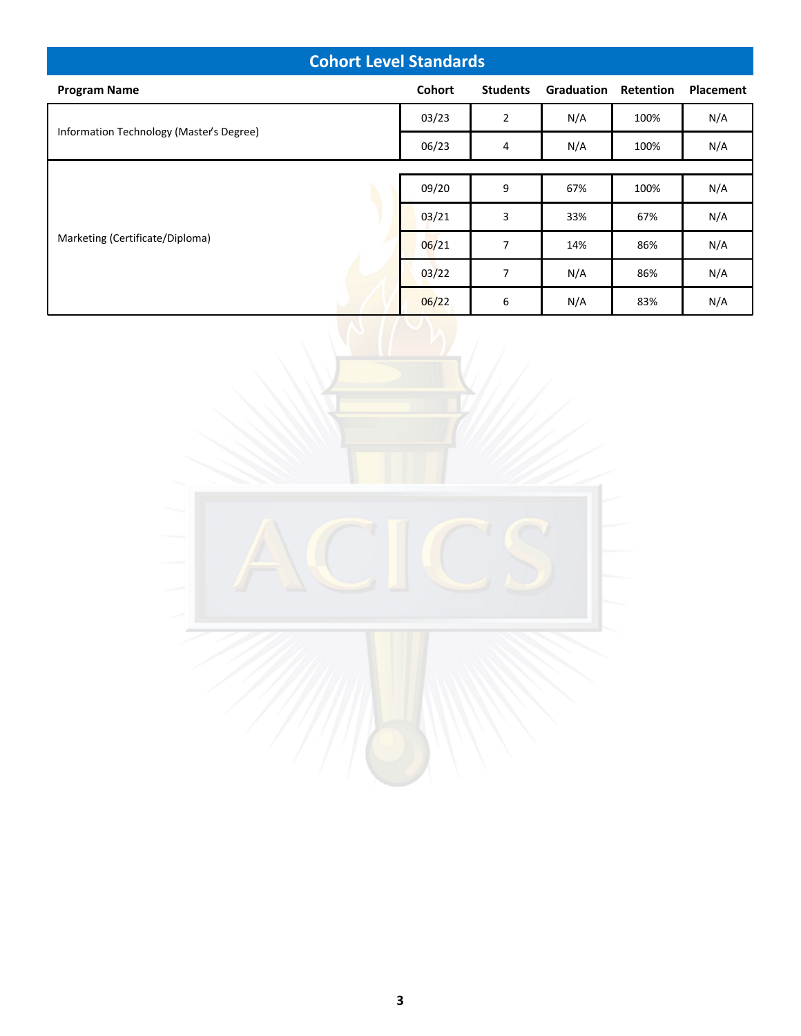## Cohort Level Standards

| Program Name | Cohort | Students | Graduation | Retention | Placement |
|---|---|---|---|---|---|
| Information Technology (Master's Degree) | 03/23 | 2 | N/A | 100% | N/A |
| | 06/23 | 4 | N/A | 100% | N/A |
| Marketing (Certificate/Diploma) | 09/20 | 9 | 67% | 100% | N/A |
| | 03/21 | 3 | 33% | 67% | N/A |
| | 06/21 | 7 | 14% | 86% | N/A |
| | 03/22 | 7 | N/A | 86% | N/A |
| | 06/22 | 6 | N/A | 83% | N/A |